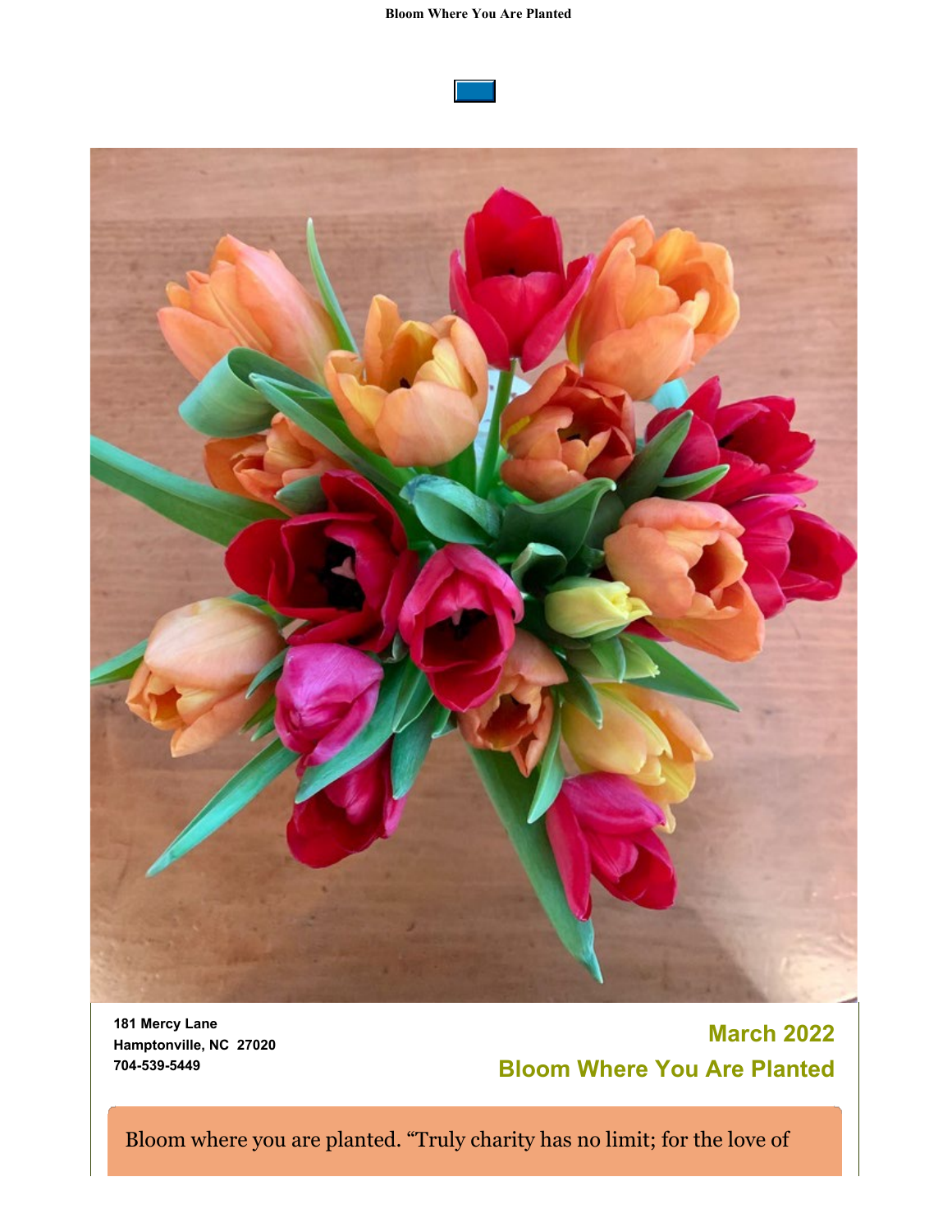181 Mercy Lane
Hamptonville, NC 27020
704-539-5449

## March 2022

## Bloom Where You Are Planted

Bloom where you are planted. “Truly charity has no limit; for the love of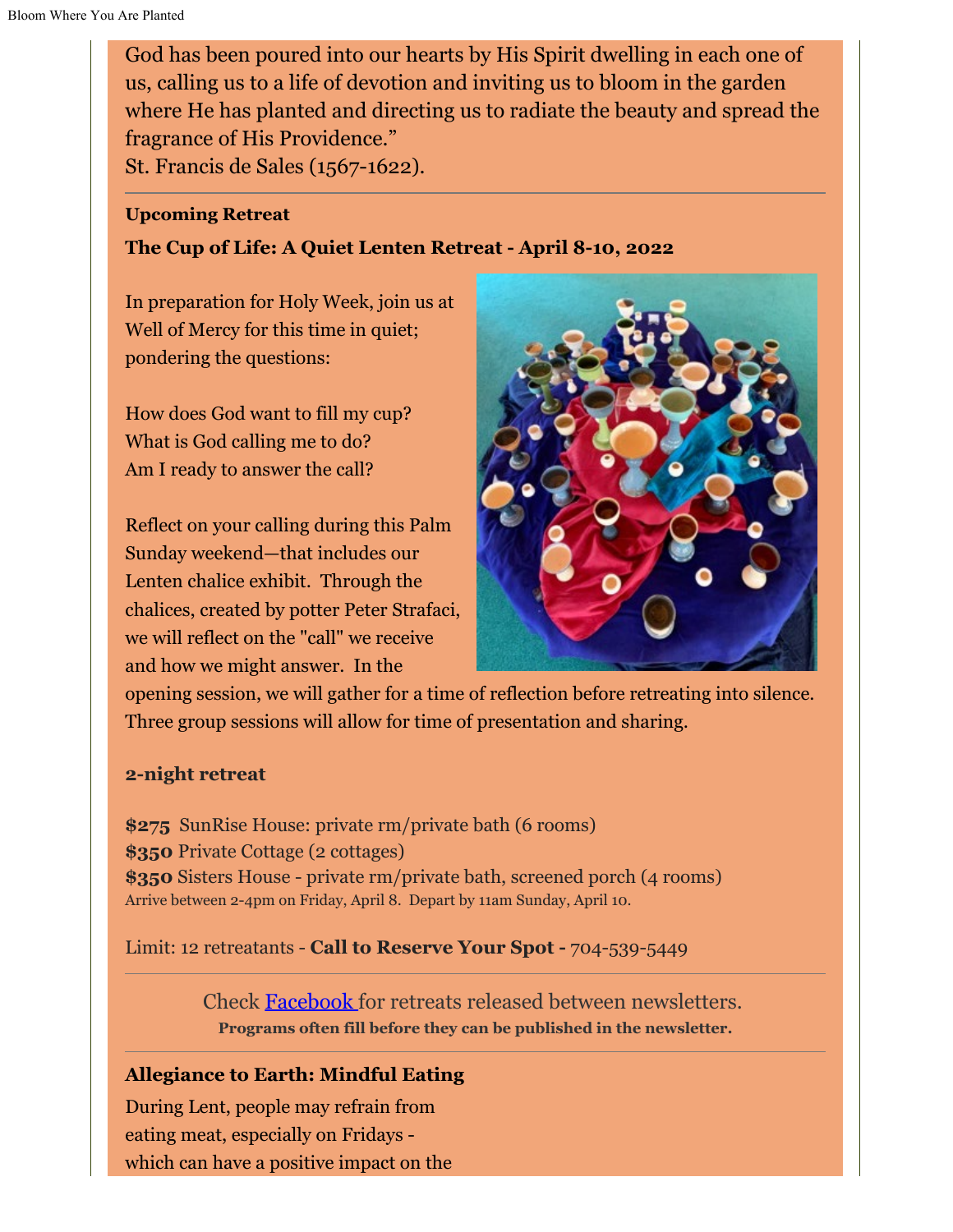God has been poured into our hearts by His Spirit dwelling in each one of us, calling us to a life of devotion and inviting us to bloom in the garden where He has planted and directing us to radiate the beauty and spread the fragrance of His Providence."
St. Francis de Sales (1567-1622).

---

**Upcoming Retreat**

**The Cup of Life: A Quiet Lenten Retreat - April 8-10, 2022**

In preparation for Holy Week, join us at Well of Mercy for this time in quiet; pondering the questions:

How does God want to fill my cup?
What is God calling me to do?
Am I ready to answer the call?

Reflect on your calling during this Palm Sunday weekend—that includes our Lenten chalice exhibit. Through the chalices, created by potter Peter Strafaci, we will reflect on the "call" we receive and how we might answer. In the opening session, we will gather for a time of reflection before retreating into silence. Three group sessions will allow for time of presentation and sharing.

**2-night retreat**

**$275** SunRise House: private rm/private bath (6 rooms)
**$350** Private Cottage (2 cottages)
**$350** Sisters House - private rm/private bath, screened porch (4 rooms)
Arrive between 2-4pm on Friday, April 8. Depart by 11am Sunday, April 10.

Limit: 12 retreatants - **Call to Reserve Your Spot -** 704-539-5449

---

Check Facebook for retreats released between newsletters.
**Programs often fill before they can be published in the newsletter.**

---

**Allegiance to Earth: Mindful Eating**

During Lent, people may refrain from eating meat, especially on Fridays - which can have a positive impact on the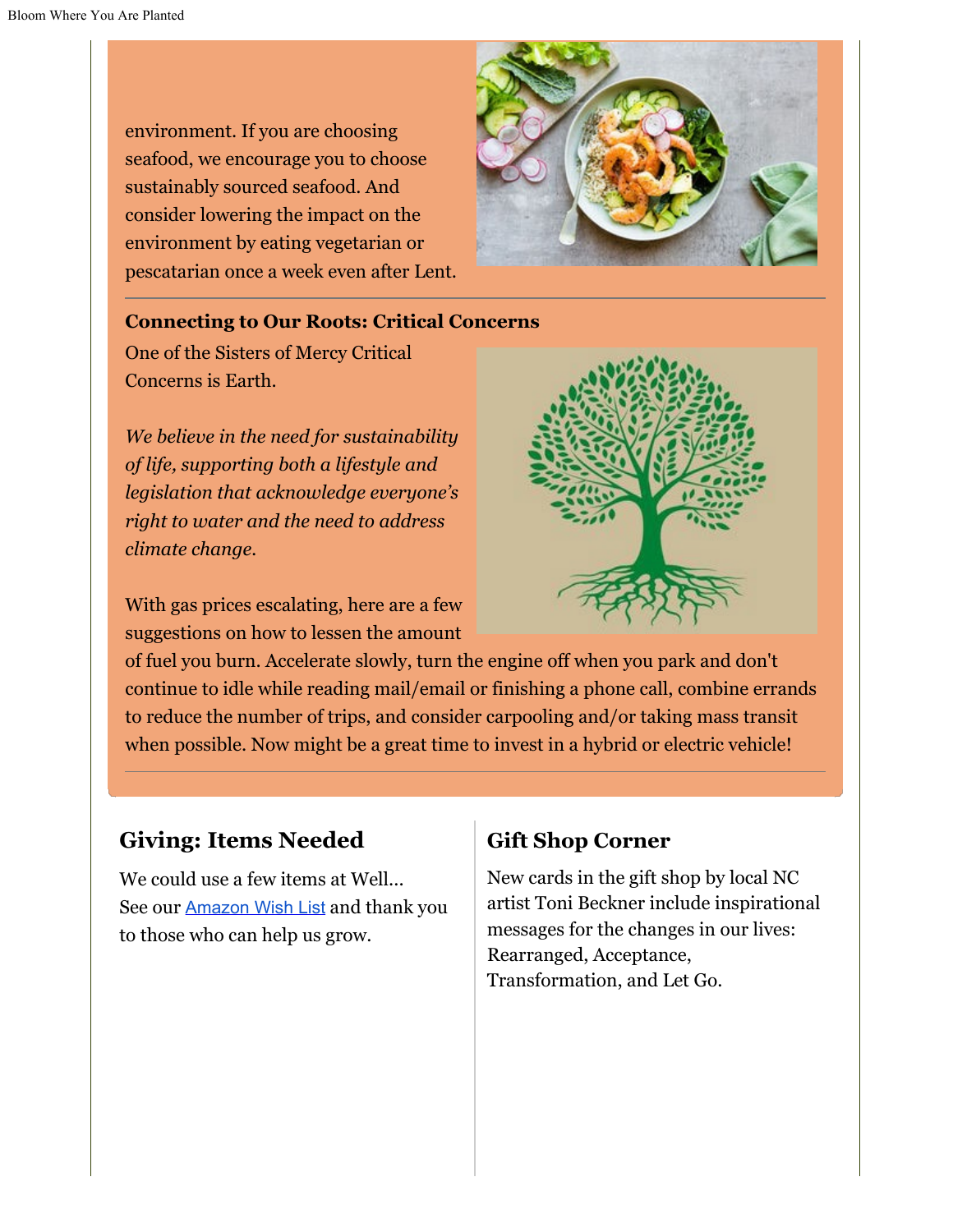environment. If you are choosing seafood, we encourage you to choose sustainably sourced seafood. And consider lowering the impact on the environment by eating vegetarian or pescatarian once a week even after Lent.

---

**Connecting to Our Roots: Critical Concerns**

One of the Sisters of Mercy Critical Concerns is Earth.

*We believe in the need for sustainability of life, supporting both a lifestyle and legislation that acknowledge everyone's right to water and the need to address climate change.*

With gas prices escalating, here are a few suggestions on how to lessen the amount of fuel you burn. Accelerate slowly, turn the engine off when you park and don't continue to idle while reading mail/email or finishing a phone call, combine errands to reduce the number of trips, and consider carpooling and/or taking mass transit when possible. Now might be a great time to invest in a hybrid or electric vehicle!

---

## Giving: Items Needed

We could use a few items at Well... See our Amazon Wish List and thank you to those who can help us grow.

## Gift Shop Corner

New cards in the gift shop by local NC artist Toni Beckner include inspirational messages for the changes in our lives: Rearranged, Acceptance, Transformation, and Let Go.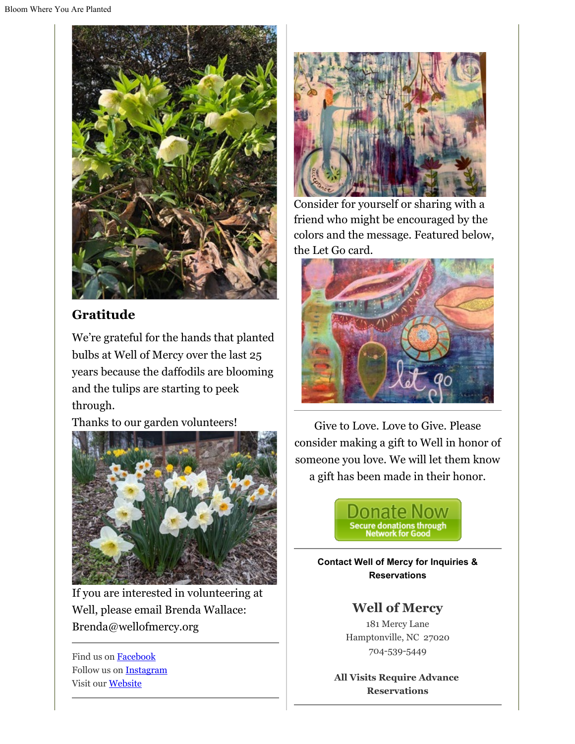## Gratitude

We're grateful for the hands that planted bulbs at Well of Mercy over the last 25 years because the daffodils are blooming and the tulips are starting to peek through.

Thanks to our garden volunteers!

If you are interested in volunteering at Well, please email Brenda Wallace: Brenda@wellofmercy.org

Find us on Facebook
Follow us on Instagram
Visit our Website

Consider for yourself or sharing with a friend who might be encouraged by the colors and the message. Featured below, the Let Go card.

Give to Love. Love to Give. Please consider making a gift to Well in honor of someone you love. We will let them know a gift has been made in their honor.

Donate Now
Secure donations through Network for Good

**Contact Well of Mercy for Inquiries & Reservations**

## Well of Mercy

181 Mercy Lane
Hamptonville, NC 27020
704-539-5449

**All Visits Require Advance Reservations**